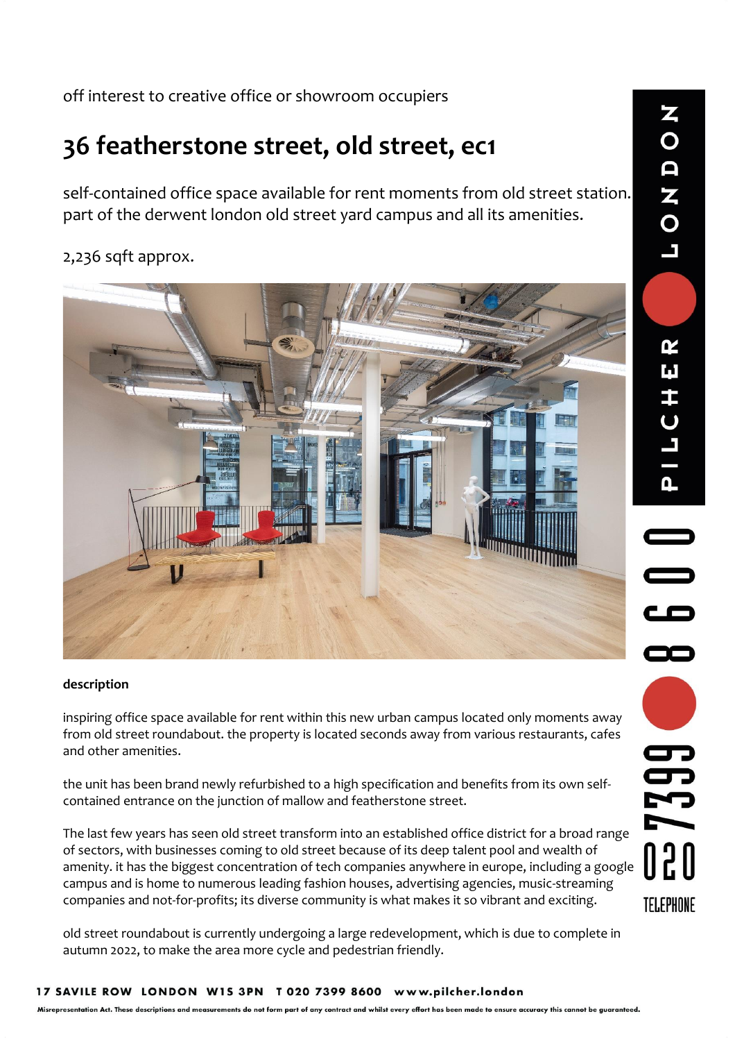off interest to creative office or showroom occupiers

# 36 featherstone street, old street, ec1

self-contained office space available for rent moments from old street station. part of the derwent london old street yard campus and all its amenities.

2,236 sqft approx.

**description**

inspiring office space available for rent within this new urban campus located only moments away from old street roundabout. the property is located seconds away from various restaurants, cafes and other amenities.

the unit has been brand newly refurbished to a high specification and benefits from its own self-contained entrance on the junction of mallow and featherstone street.

The last few years has seen old street transform into an established office district for a broad range of sectors, with businesses coming to old street because of its deep talent pool and wealth of amenity. it has the biggest concentration of tech companies anywhere in europe, including a google campus and is home to numerous leading fashion houses, advertising agencies, music-streaming companies and not-for-profits; its diverse community is what makes it so vibrant and exciting.

old street roundabout is currently undergoing a large redevelopment, which is due to complete in autumn 2022, to make the area more cycle and pedestrian friendly.

PILCHER LONDON

TELEPHONE 020 7399 8600

17 SAVILE ROW LONDON W1S 3PN T 020 7399 8600 www.pilcher.london

Misrepresentation Act. These descriptions and measurements do not form part of any contract and whilst every effort has been made to ensure accuracy this cannot be guaranteed.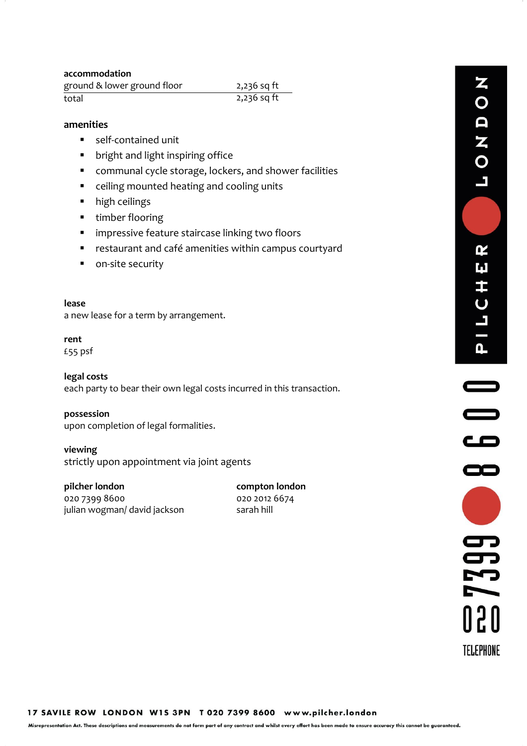**accommodation**

| | |
|---|---|
| ground & lower ground floor | 2,236 sq ft |
| total | 2,236 sq ft |

**amenities**

- self-contained unit
- bright and light inspiring office
- communal cycle storage, lockers, and shower facilities
- ceiling mounted heating and cooling units
- high ceilings
- timber flooring
- impressive feature staircase linking two floors
- restaurant and café amenities within campus courtyard
- on-site security

**lease**
a new lease for a term by arrangement.

**rent**
£55 psf

**legal costs**
each party to bear their own legal costs incurred in this transaction.

**possession**
upon completion of legal formalities.

**viewing**
strictly upon appointment via joint agents

**pilcher london**
020 7399 8600
julian wogman/ david jackson

**compton london**
020 2012 6674
sarah hill

PILCHER LONDON

020 7399 8600
TELEPHONE

17 SAVILE ROW LONDON W1S 3PN T 020 7399 8600 www.pilcher.london

Misrepresentation Act. These descriptions and measurements do not form part of any contract and whilst every effort has been made to ensure accuracy this cannot be guaranteed.